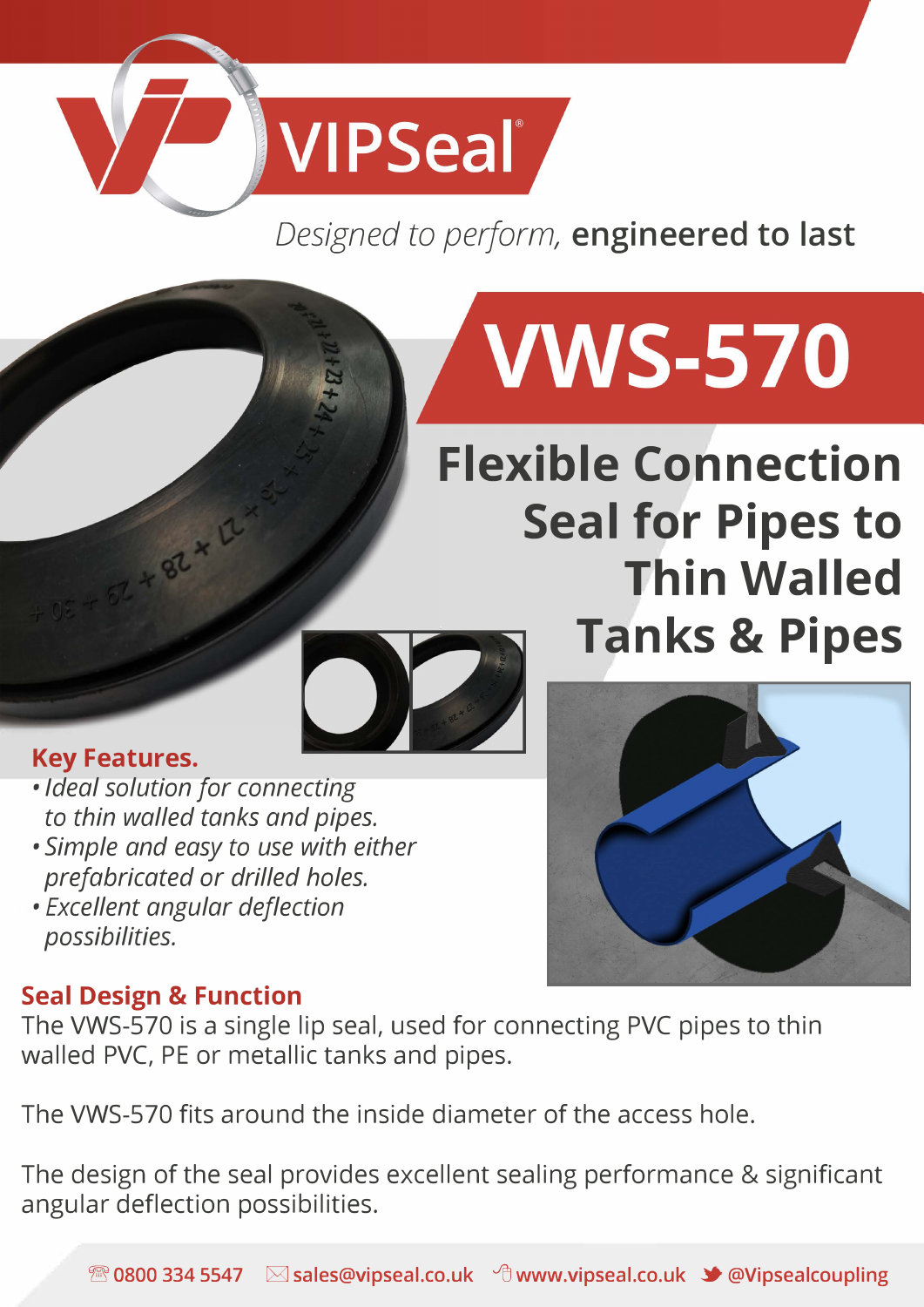# VIPSeal®

*Designed to perform,* **engineered to last**

# VWS-570

## Flexible Connection Seal for Pipes to Thin Walled Tanks & Pipes

### Key Features.

- *Ideal solution for connecting to thin walled tanks and pipes.*
- *Simple and easy to use with either prefabricated or drilled holes.*
- *Excellent angular deflection possibilities.*

### Seal Design & Function

The VWS-570 is a single lip seal, used for connecting PVC pipes to thin walled PVC, PE or metallic tanks and pipes.

The VWS-570 fits around the inside diameter of the access hole.

The design of the seal provides excellent sealing performance & significant angular deflection possibilities.

0800 334 5547 | sales@vipseal.co.uk | www.vipseal.co.uk | @Vipsealcoupling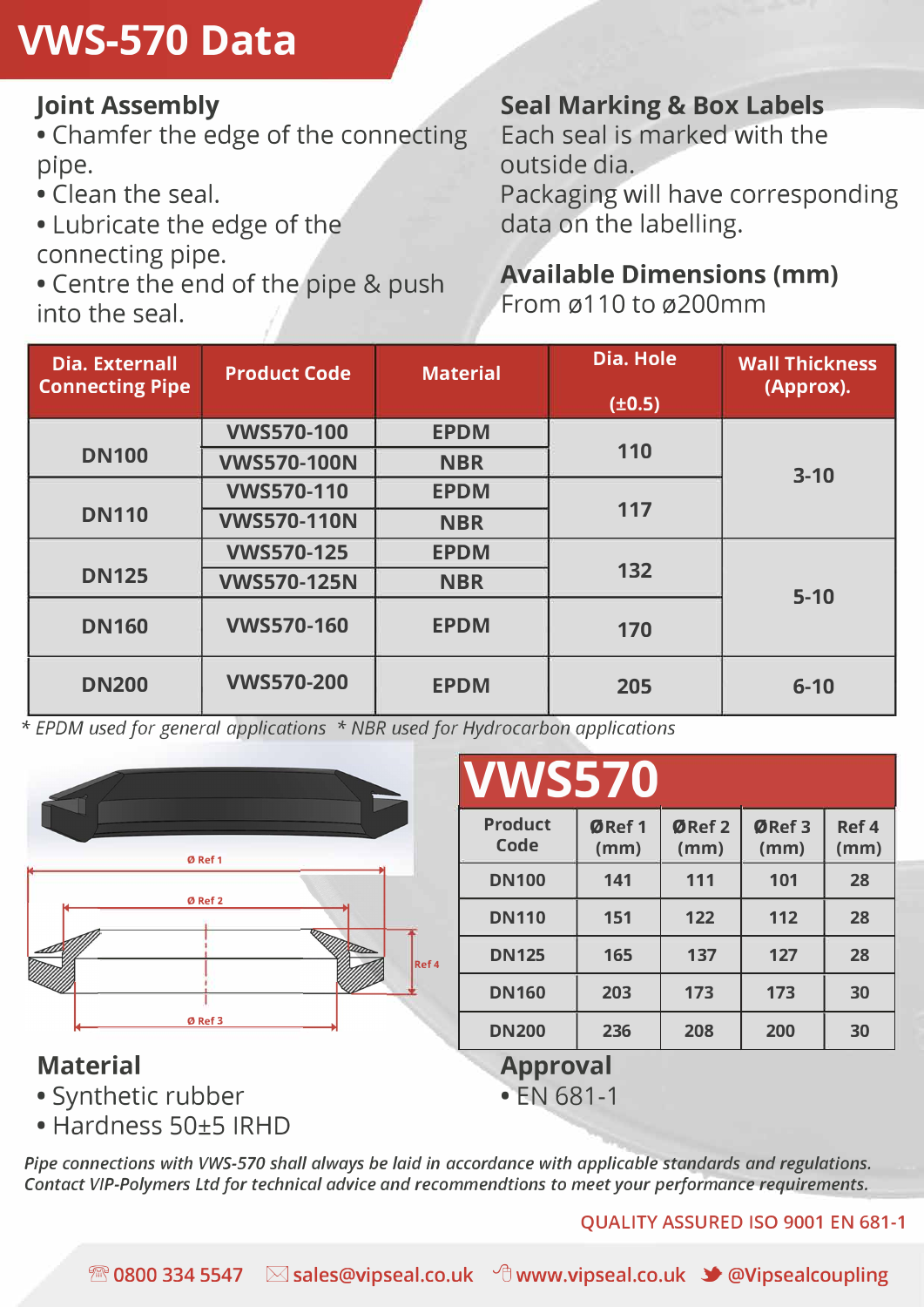# VWS-570 Data

## Joint Assembly

- Chamfer the edge of the connecting pipe.
- Clean the seal.
- Lubricate the edge of the connecting pipe.
- Centre the end of the pipe & push into the seal.

## Seal Marking & Box Labels

Each seal is marked with the outside dia.
Packaging will have corresponding data on the labelling.

## Available Dimensions (mm)

From ø110 to ø200mm

| Dia. Externall Connecting Pipe | Product Code | Material | Dia. Hole (±0.5) | Wall Thickness (Approx). |
|---|---|---|---|---|
| DN100 | VWS570-100 | EPDM | 110 | 3-10 |
| | VWS570-100N | NBR | | |
| DN110 | VWS570-110 | EPDM | 117 | |
| | VWS570-110N | NBR | | |
| DN125 | VWS570-125 | EPDM | 132 | 5-10 |
| | VWS570-125N | NBR | | |
| DN160 | VWS570-160 | EPDM | 170 | |
| DN200 | VWS570-200 | EPDM | 205 | 6-10 |

*\* EPDM used for general applications \* NBR used for Hydrocarbon applications*

Ø Ref 1
Ø Ref 2
Ref 4
Ø Ref 3

## VWS570

| Product Code | ØRef 1 (mm) | ØRef 2 (mm) | ØRef 3 (mm) | Ref 4 (mm) |
|---|---|---|---|---|
| DN100 | 141 | 111 | 101 | 28 |
| DN110 | 151 | 122 | 112 | 28 |
| DN125 | 165 | 137 | 127 | 28 |
| DN160 | 203 | 173 | 173 | 30 |
| DN200 | 236 | 208 | 200 | 30 |

## Material

- Synthetic rubber
- Hardness 50±5 IRHD

## Approval

- EN 681-1

*Pipe connections with VWS-570 shall always be laid in accordance with applicable standards and regulations. Contact VIP-Polymers Ltd for technical advice and recommendtions to meet your performance requirements.*

QUALITY ASSURED ISO 9001 EN 681-1

0800 334 5547 sales@vipseal.co.uk www.vipseal.co.uk @Vipsealcoupling